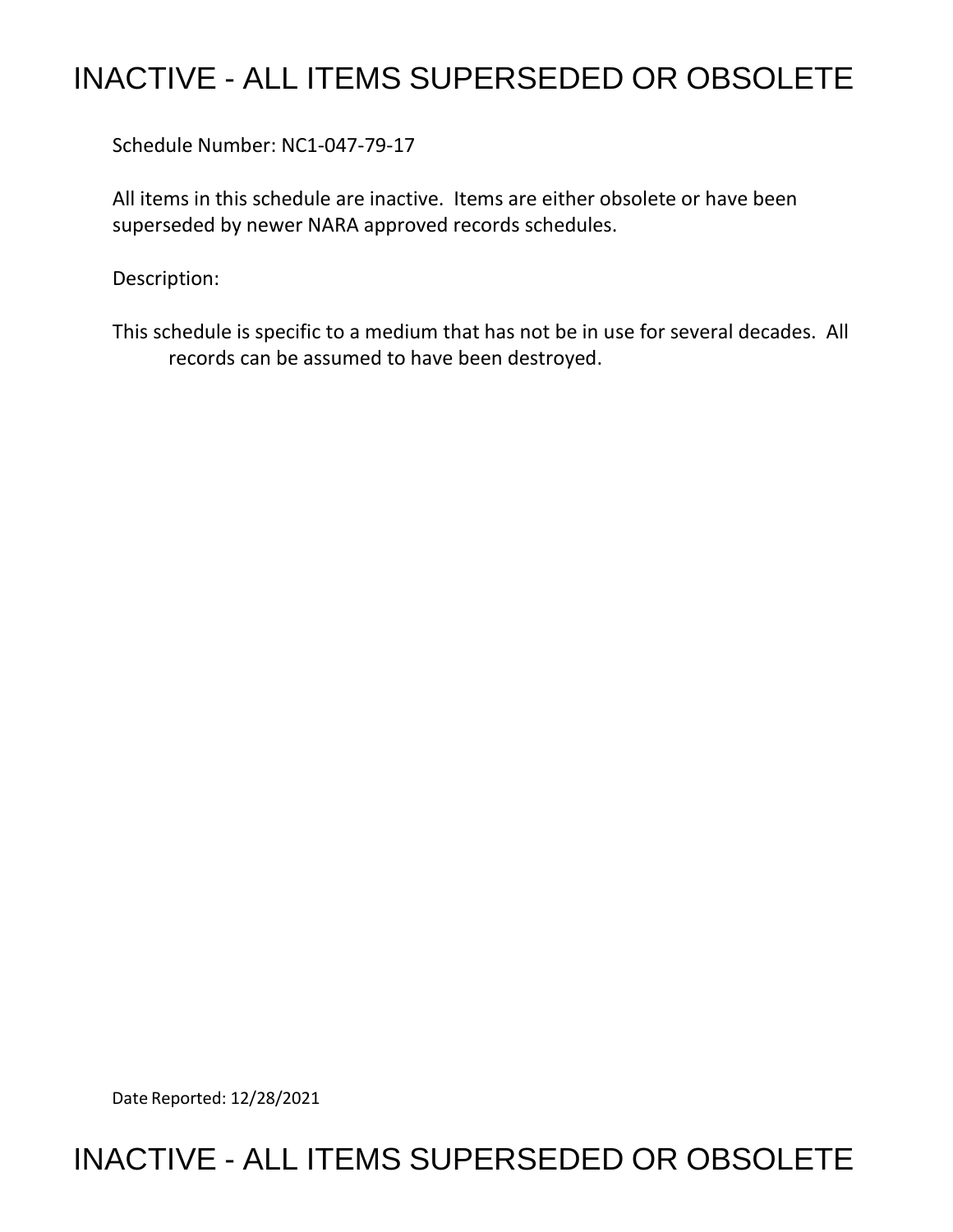# INACTIVE - ALL ITEMS SUPERSEDED OR OBSOLETE

Schedule Number: NC1-047-79-17

All items in this schedule are inactive. Items are either obsolete or have been superseded by newer NARA approved records schedules.

Description:

This schedule is specific to a medium that has not be in use for several decades. All records can be assumed to have been destroyed.

Date Reported: 12/28/2021

# INACTIVE - ALL ITEMS SUPERSEDED OR OBSOLETE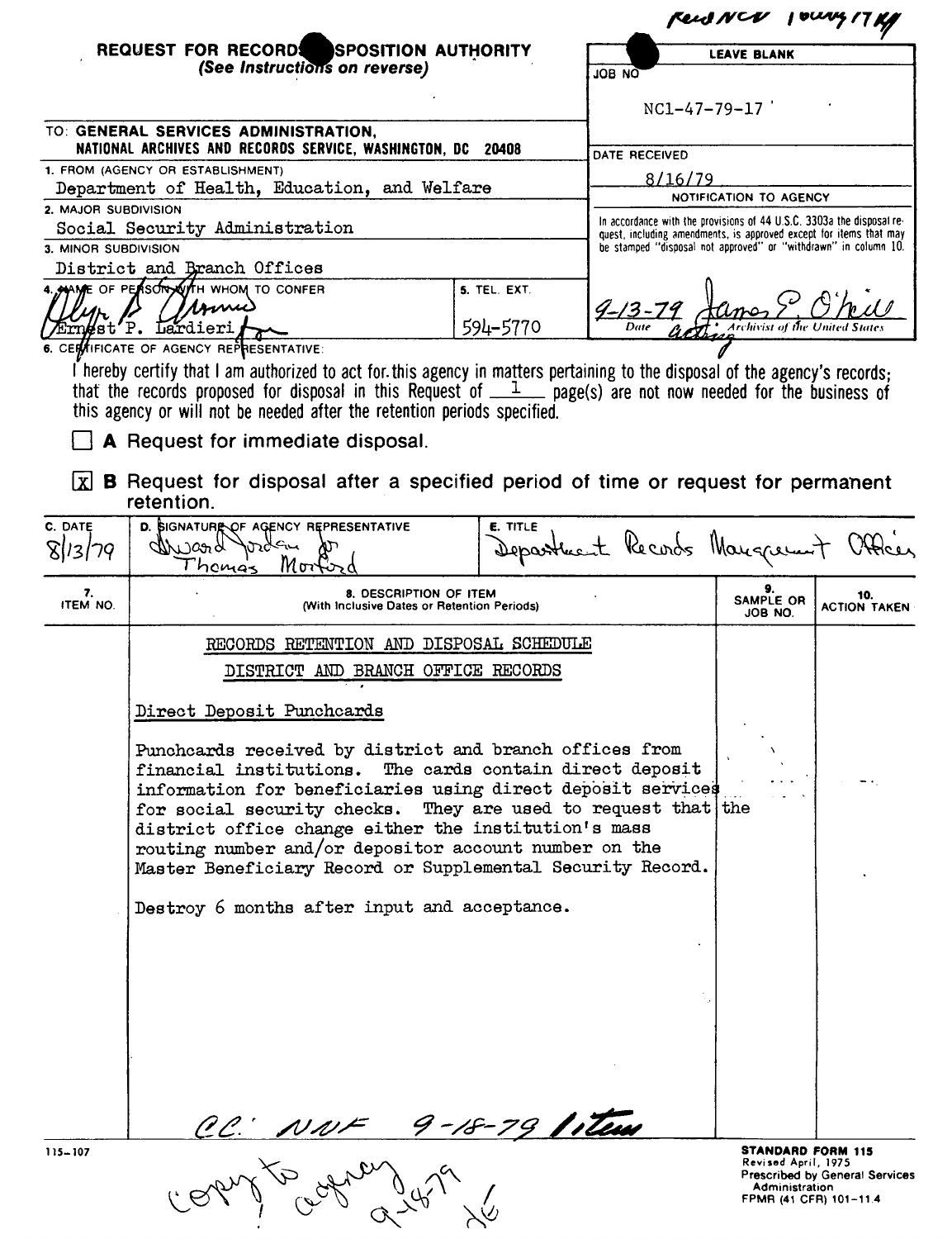Rec'd NCV 10 Aug 17 KJ

**REQUEST FOR RECORDS DISPOSITION AUTHORITY**
*(See Instructions on reverse)*

| LEAVE BLANK |
|---|
| JOB NO: NC1-47-79-17 |
| DATE RECEIVED: 8/16/79 |
| NOTIFICATION TO AGENCY |
| In accordance with the provisions of 44 U.S.C. 3303a the disposal request, including amendments, is approved except for items that may be stamped "disposal not approved" or "withdrawn" in column 10. |
| 9-13-79 James E. O'Neill, Acting Archivist of the United States |

TO: **GENERAL SERVICES ADMINISTRATION, NATIONAL ARCHIVES AND RECORDS SERVICE, WASHINGTON, DC 20408**

1. FROM (AGENCY OR ESTABLISHMENT): Department of Health, Education, and Welfare
2. MAJOR SUBDIVISION: Social Security Administration
3. MINOR SUBDIVISION: District and Branch Offices
4. NAME OF PERSON WITH WHOM TO CONFER: Ernest P. Lardieri
5. TEL. EXT.: 594-5770

6. CERTIFICATE OF AGENCY REPRESENTATIVE:

I hereby certify that I am authorized to act for this agency in matters pertaining to the disposal of the agency's records; that the records proposed for disposal in this Request of 1 page(s) are not now needed for the business of this agency or will not be needed after the retention periods specified.

☐ **A** Request for immediate disposal.

☒ **B** Request for disposal after a specified period of time or request for permanent retention.

| C. DATE | D. SIGNATURE OF AGENCY REPRESENTATIVE | E. TITLE |
|---|---|---|
| 8/13/79 | Edward Jordan for Thomas Morford | Department Records Management Officer |

| 7. ITEM NO. | 8. DESCRIPTION OF ITEM (With Inclusive Dates or Retention Periods) | 9. SAMPLE OR JOB NO. | 10. ACTION TAKEN |
|---|---|---|---|
| | RECORDS RETENTION AND DISPOSAL SCHEDULE<br>DISTRICT AND BRANCH OFFICE RECORDS<br><br>Direct Deposit Punchcards<br><br>Punchcards received by district and branch offices from financial institutions. The cards contain direct deposit information for beneficiaries using direct deposit services for social security checks. They are used to request that the district office change either the institution's mass routing number and/or depositor account number on the Master Beneficiary Record or Supplemental Security Record.<br><br>Destroy 6 months after input and acceptance. | | |

CC: NNF 9-18-79 1 item

115-107

copy to agency 9-18-79 JG

**STANDARD FORM 115**
Revised April, 1975
Prescribed by General Services Administration
FPMR (41 CFR) 101-11.4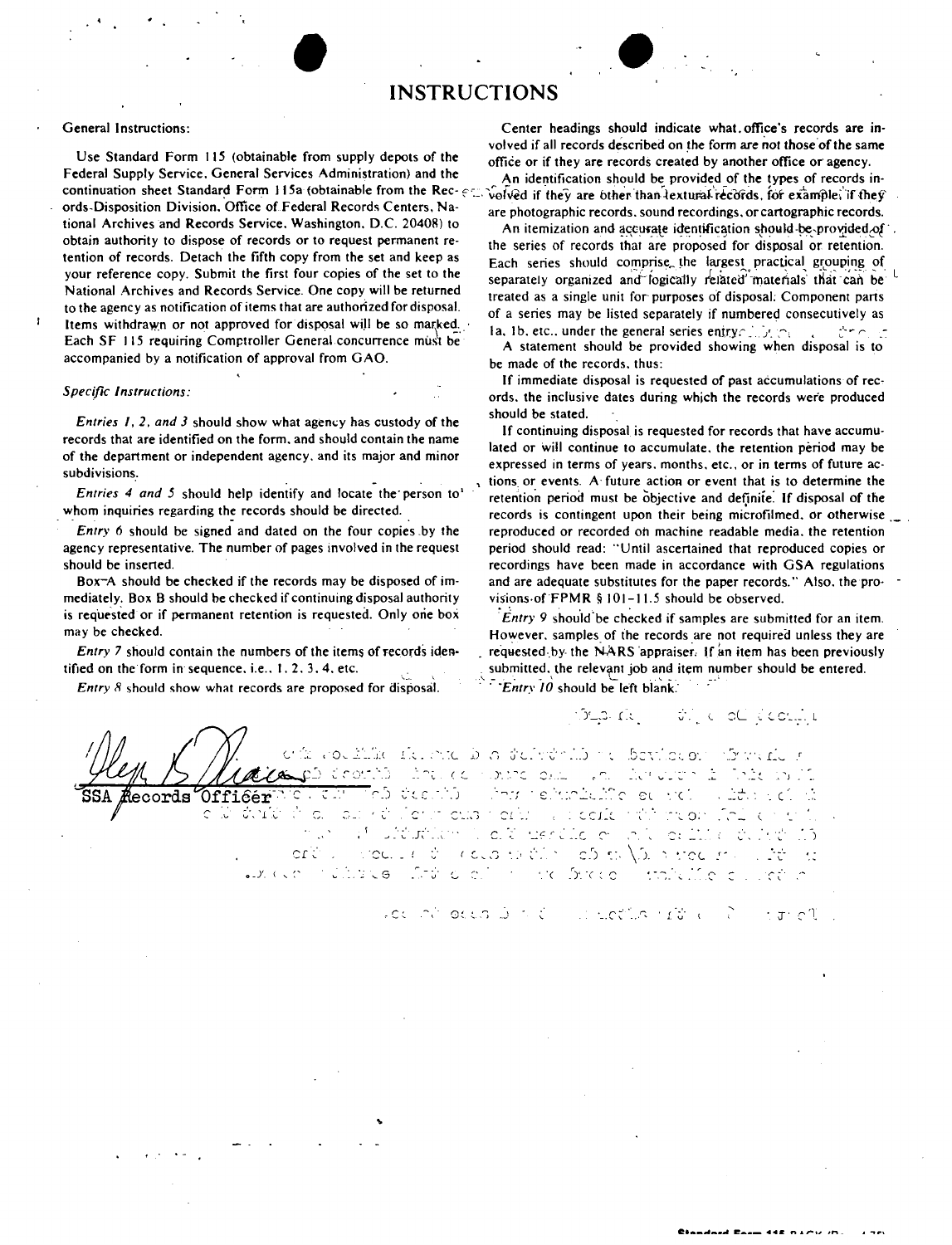# INSTRUCTIONS

General Instructions:

Use Standard Form 115 (obtainable from supply depots of the Federal Supply Service, General Services Administration) and the continuation sheet Standard Form 115a (obtainable from the Records-Disposition Division, Office of Federal Records Centers, National Archives and Records Service, Washington, D.C. 20408) to obtain authority to dispose of records or to request permanent retention of records. Detach the fifth copy from the set and keep as your reference copy. Submit the first four copies of the set to the National Archives and Records Service. One copy will be returned to the agency as notification of items that are authorized for disposal. Items withdrawn or not approved for disposal will be so marked. Each SF 115 requiring Comptroller General concurrence must be accompanied by a notification of approval from GAO.

*Specific Instructions:*

*Entries 1, 2, and 3* should show what agency has custody of the records that are identified on the form, and should contain the name of the department or independent agency, and its major and minor subdivisions.

*Entries 4 and 5* should help identify and locate the person to whom inquiries regarding the records should be directed.

*Entry 6* should be signed and dated on the four copies by the agency representative. The number of pages involved in the request should be inserted.

Box A should be checked if the records may be disposed of immediately. Box B should be checked if continuing disposal authority is requested or if permanent retention is requested. Only one box may be checked.

*Entry 7* should contain the numbers of the items of records identified on the form in sequence, i.e., 1, 2, 3, 4, etc.

*Entry 8* should show what records are proposed for disposal.

Center headings should indicate what office's records are involved if all records described on the form are not those of the same office or if they are records created by another office or agency.

An identification should be provided of the types of records involved if they are other than textual records, for example, if they are photographic records, sound recordings, or cartographic records.

An itemization and accurate identification should be provided of the series of records that are proposed for disposal or retention. Each series should comprise the largest practical grouping of separately organized and logically related materials that can be treated as a single unit for purposes of disposal. Component parts of a series may be listed separately if numbered consecutively as 1a, 1b, etc., under the general series entry.

A statement should be provided showing when disposal is to be made of the records, thus:

If immediate disposal is requested of past accumulations of records, the inclusive dates during which the records were produced should be stated.

If continuing disposal is requested for records that have accumulated or will continue to accumulate, the retention period may be expressed in terms of years, months, etc., or in terms of future actions or events. A future action or event that is to determine the retention period must be objective and definite. If disposal of the records is contingent upon their being microfilmed, or otherwise reproduced or recorded on machine readable media, the retention period should read: "Until ascertained that reproduced copies or recordings have been made in accordance with GSA regulations and are adequate substitutes for the paper records." Also, the provisions of FPMR § 101-11.5 should be observed.

*Entry 9* should be checked if samples are submitted for an item. However, samples of the records are not required unless they are requested by the NARS appraiser. If an item has been previously submitted, the relevant job and item number should be entered.

*Entry 10* should be left blank.

SSA Records Officer